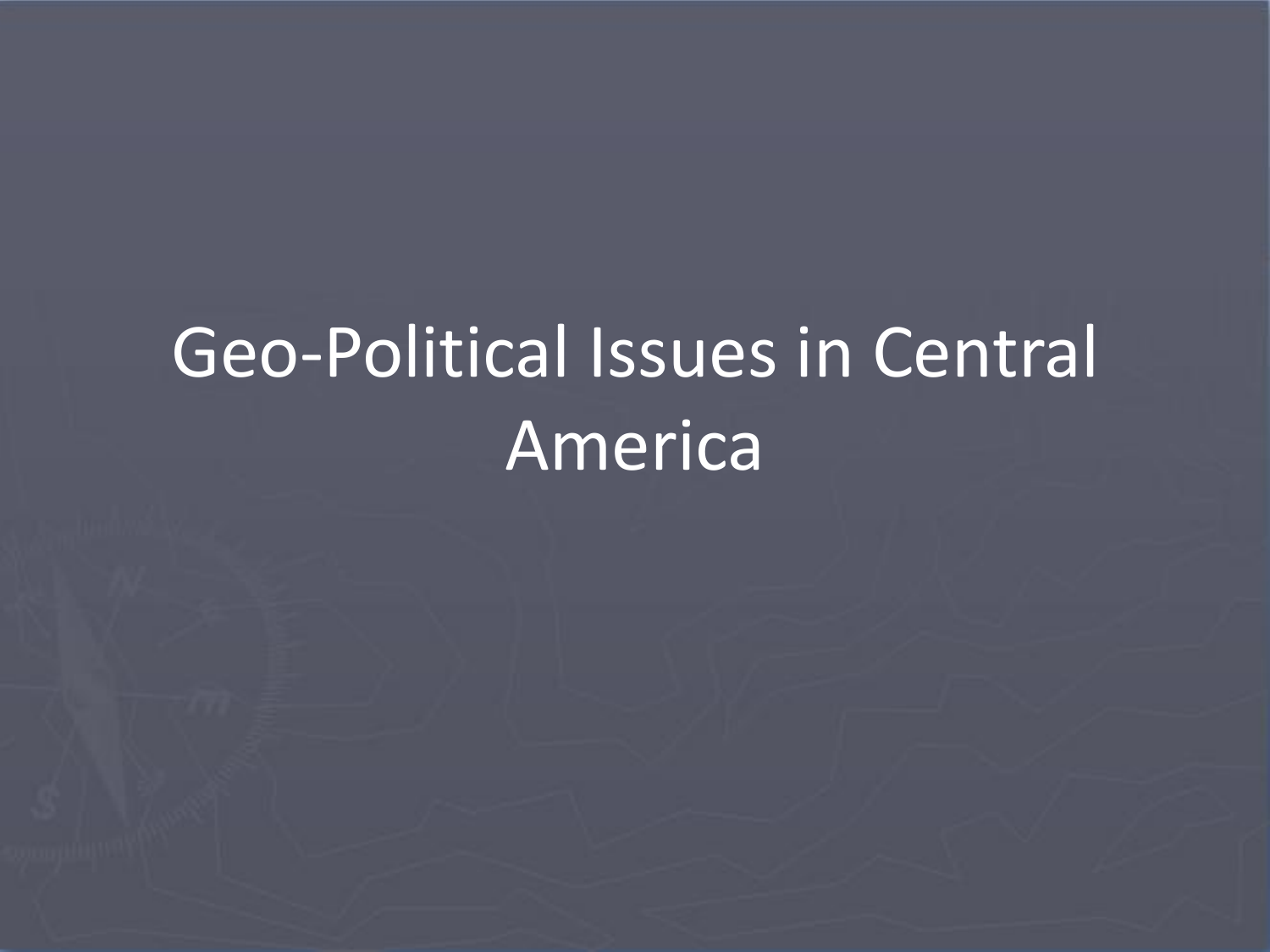# Geo-Political Issues in Central America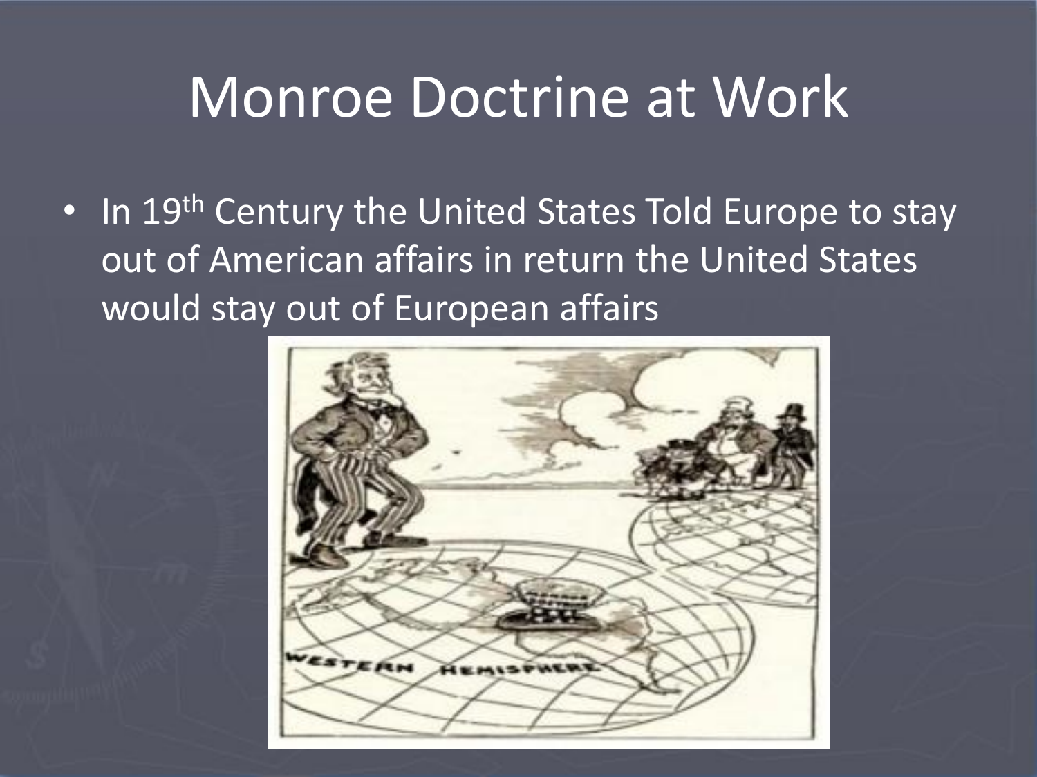# Monroe Doctrine at Work

- In 19th Century the United States Told Europe to stay out of American affairs in return the United States would stay out of European affairs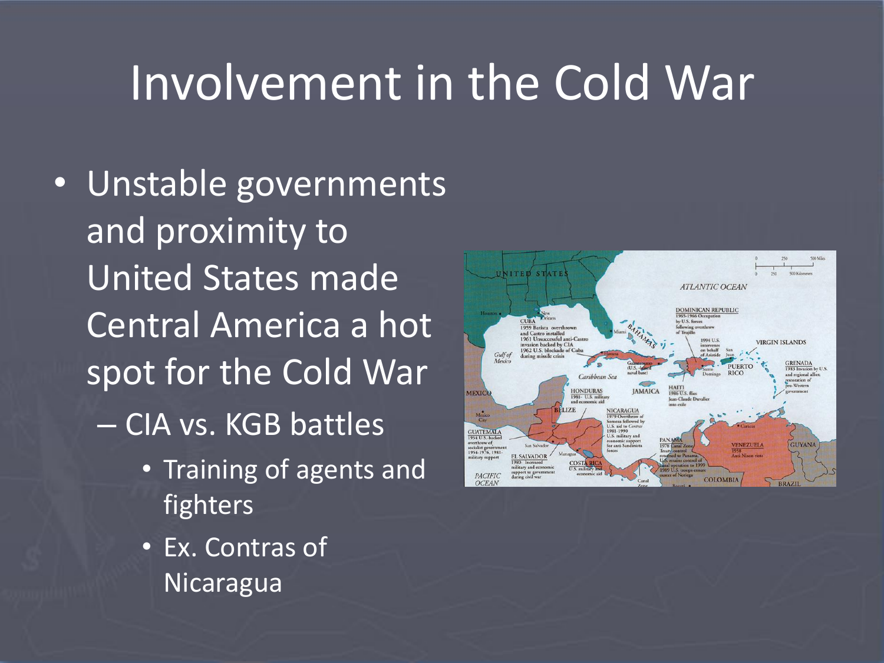# Involvement in the Cold War

- Unstable governments and proximity to United States made Central America a hot spot for the Cold War
  - CIA vs. KGB battles
    - Training of agents and fighters
    - Ex. Contras of Nicaragua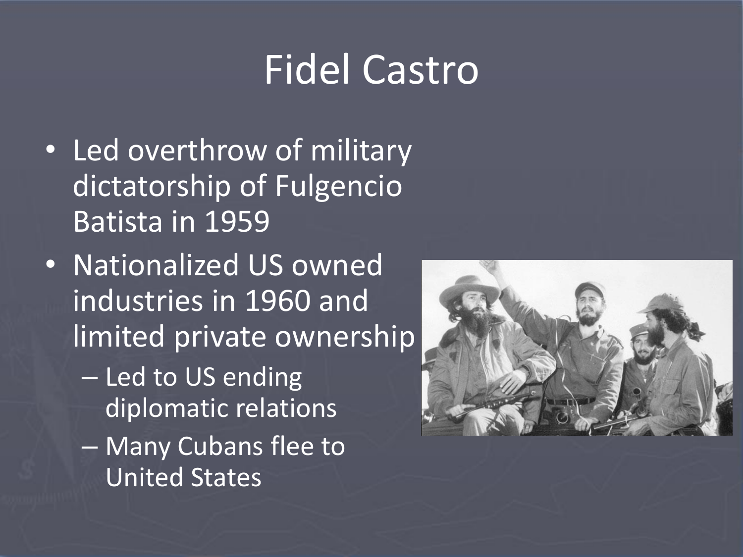# Fidel Castro

- Led overthrow of military dictatorship of Fulgencio Batista in 1959
- Nationalized US owned industries in 1960 and limited private ownership
  - Led to US ending diplomatic relations
  - Many Cubans flee to United States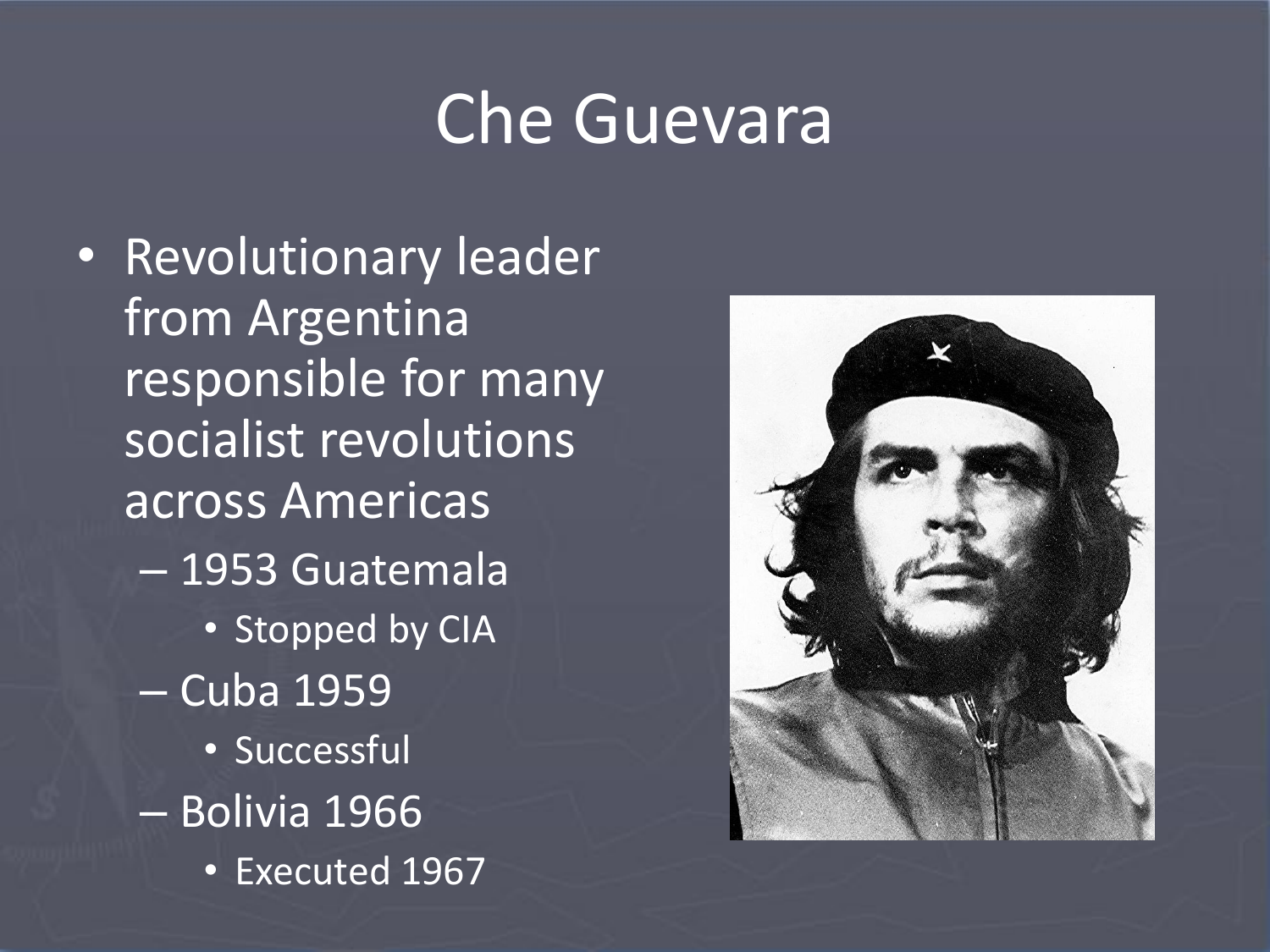# Che Guevara

- Revolutionary leader from Argentina responsible for many socialist revolutions across Americas
  - 1953 Guatemala
    - Stopped by CIA
  - Cuba 1959
    - Successful
  - Bolivia 1966
    - Executed 1967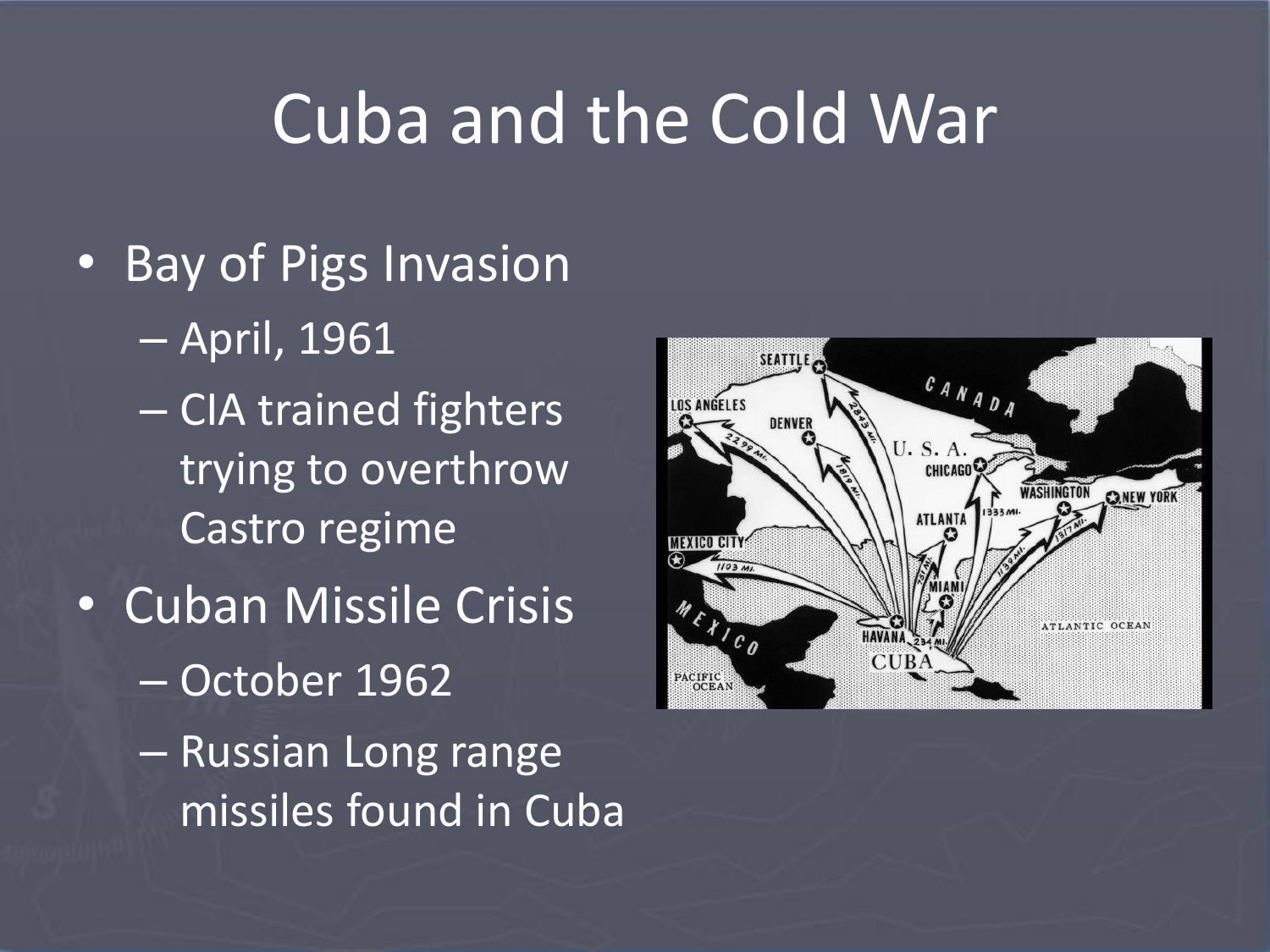# Cuba and the Cold War

- Bay of Pigs Invasion
  - April, 1961
  - CIA trained fighters trying to overthrow Castro regime
- Cuban Missile Crisis
  - October 1962
  - Russian Long range missiles found in Cuba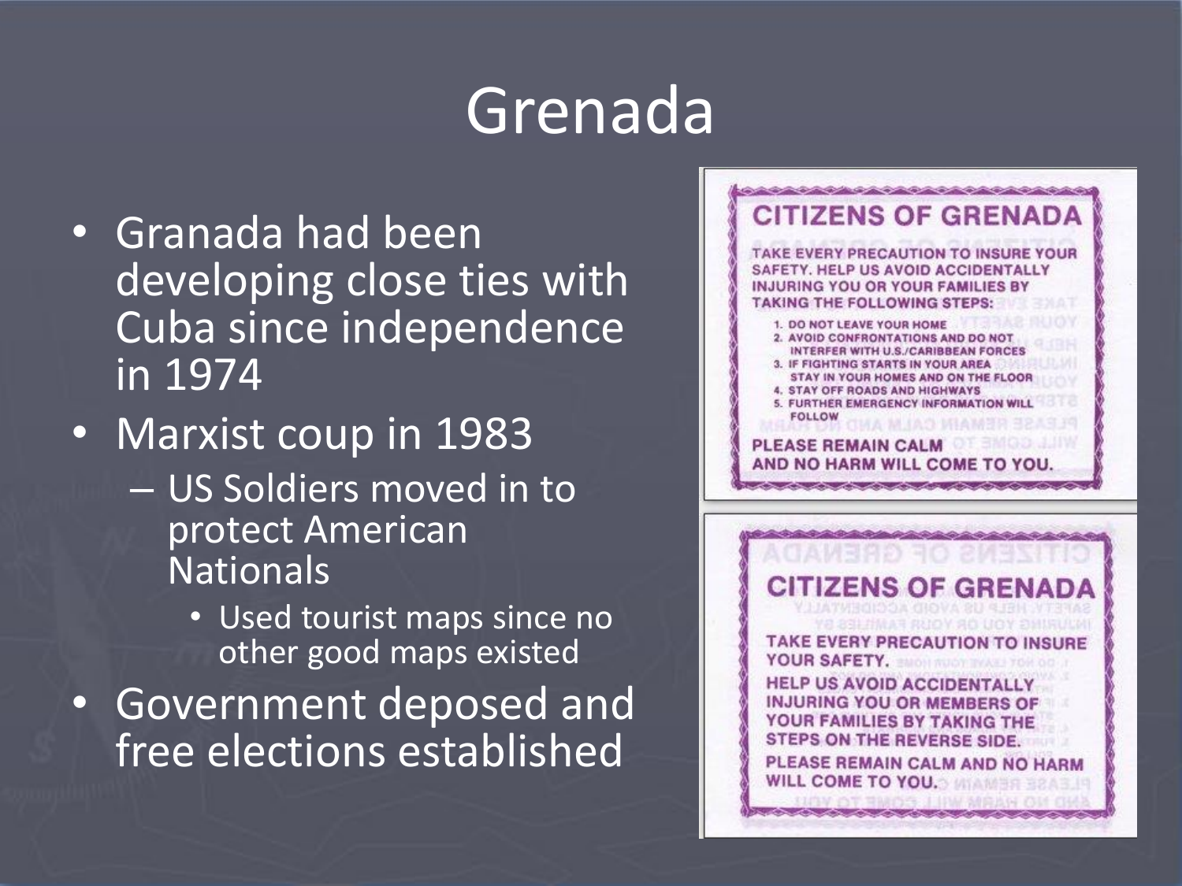# Grenada

- Granada had been developing close ties with Cuba since independence in 1974
- Marxist coup in 1983
  - US Soldiers moved in to protect American Nationals
    - Used tourist maps since no other good maps existed
- Government deposed and free elections established

**CITIZENS OF GRENADA**

TAKE EVERY PRECAUTION TO INSURE YOUR SAFETY. HELP US AVOID ACCIDENTALLY INJURING YOU OR YOUR FAMILIES BY TAKING THE FOLLOWING STEPS:

1. DO NOT LEAVE YOUR HOME
2. AVOID CONFRONTATIONS AND DO NOT INTERFER WITH U.S./CARIBBEAN FORCES
3. IF FIGHTING STARTS IN YOUR AREA STAY IN YOUR HOMES AND ON THE FLOOR
4. STAY OFF ROADS AND HIGHWAYS
5. FURTHER EMERGENCY INFORMATION WILL FOLLOW

PLEASE REMAIN CALM AND NO HARM WILL COME TO YOU.

**CITIZENS OF GRENADA**

TAKE EVERY PRECAUTION TO INSURE YOUR SAFETY.

HELP US AVOID ACCIDENTALLY INJURING YOU OR MEMBERS OF YOUR FAMILIES BY TAKING THE STEPS ON THE REVERSE SIDE.

PLEASE REMAIN CALM AND NO HARM WILL COME TO YOU.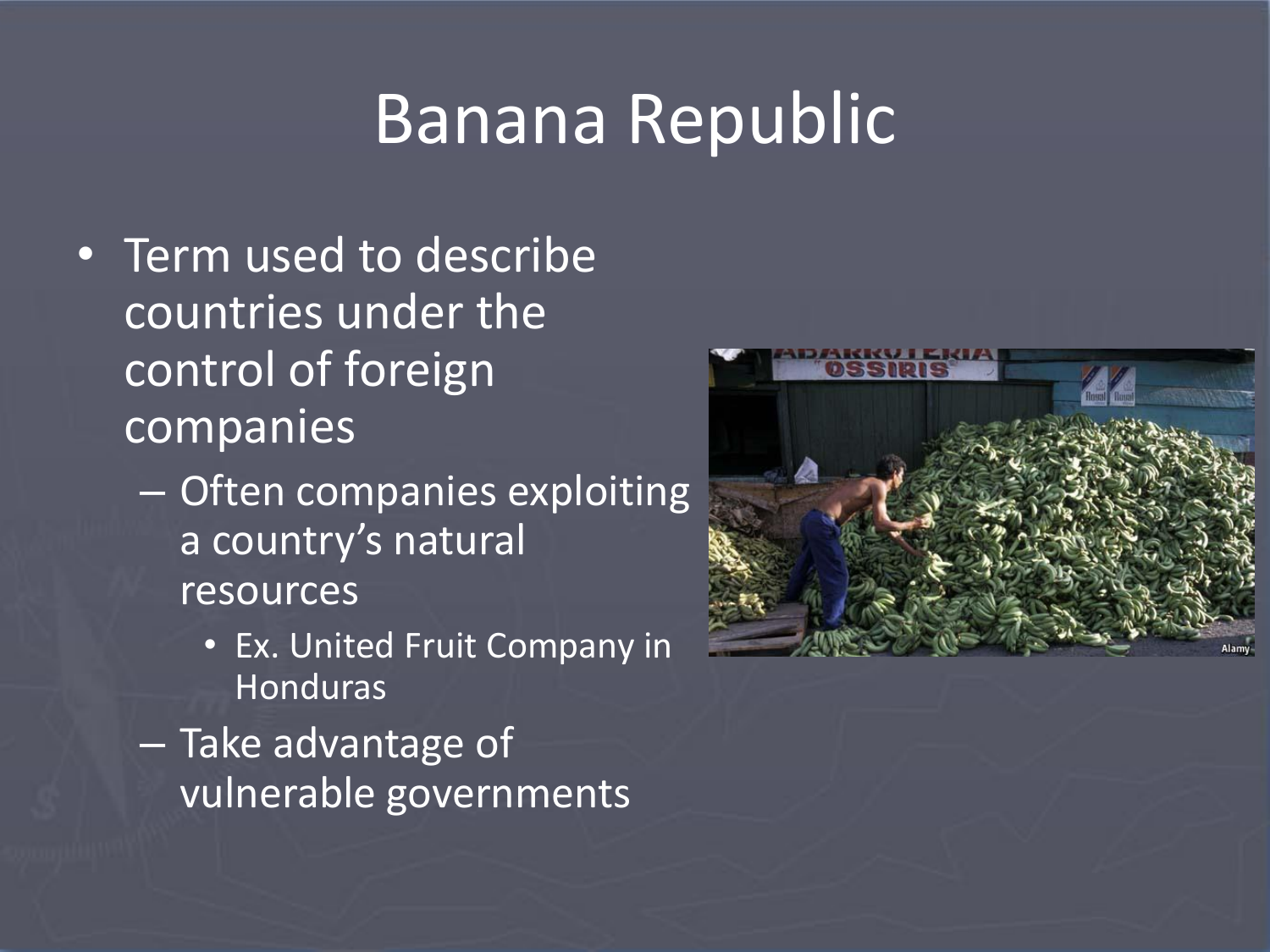# Banana Republic

- Term used to describe countries under the control of foreign companies
  - Often companies exploiting a country's natural resources
    - Ex. United Fruit Company in Honduras
  - Take advantage of vulnerable governments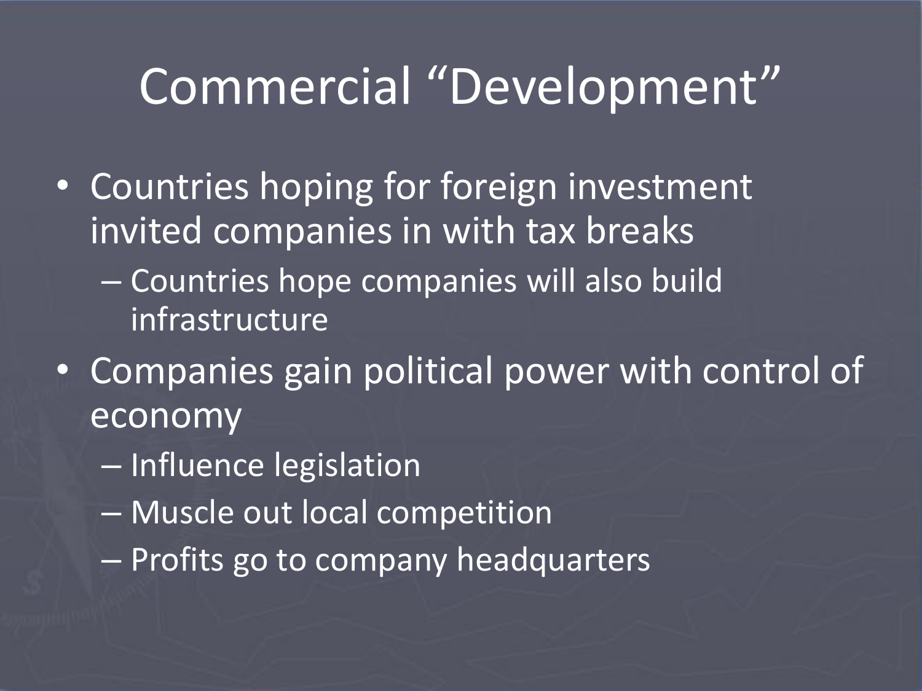# Commercial “Development”

- Countries hoping for foreign investment invited companies in with tax breaks
  - Countries hope companies will also build infrastructure
- Companies gain political power with control of economy
  - Influence legislation
  - Muscle out local competition
  - Profits go to company headquarters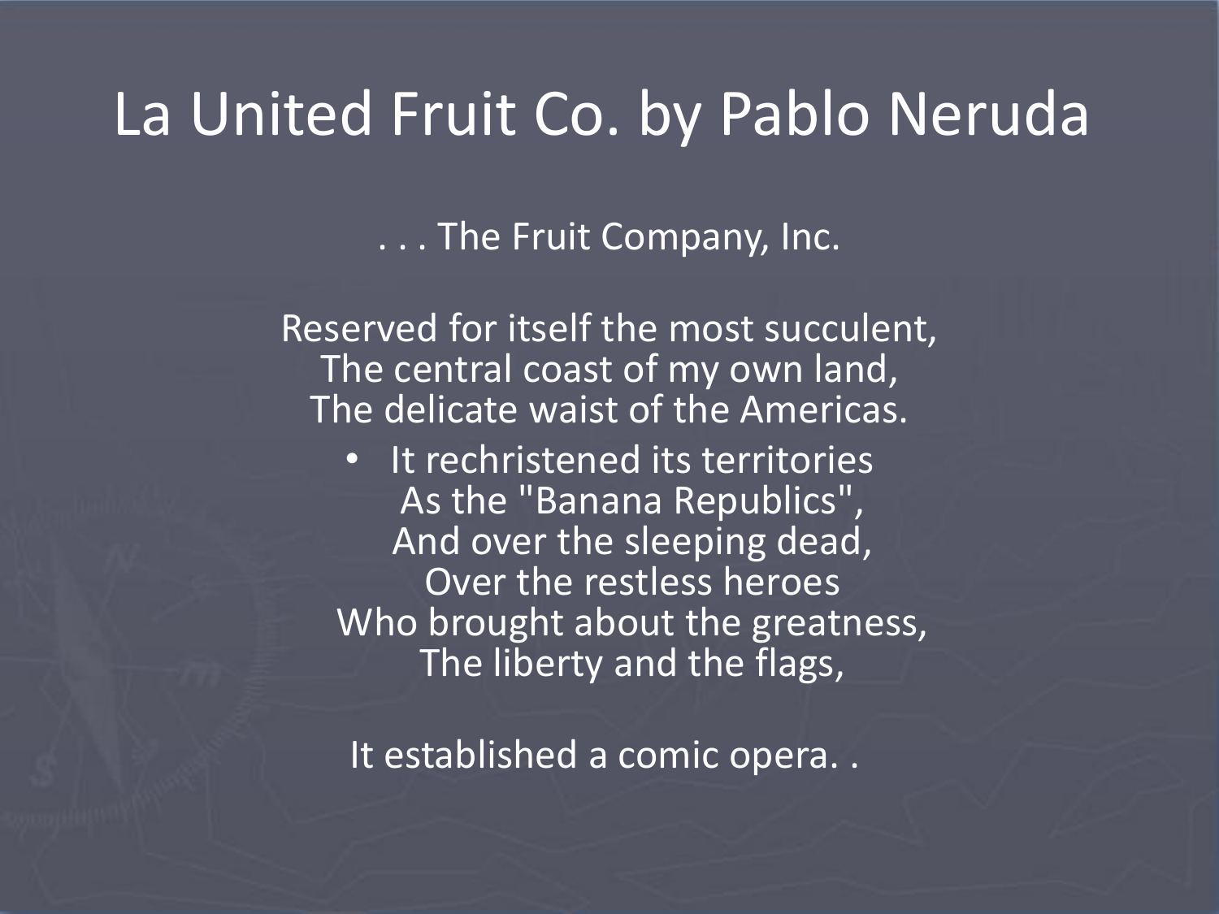# La United Fruit Co. by Pablo Neruda

. . . The Fruit Company, Inc.

Reserved for itself the most succulent,
The central coast of my own land,
The delicate waist of the Americas.

- It rechristened its territories
  As the "Banana Republics",
  And over the sleeping dead,
  Over the restless heroes
  Who brought about the greatness,
  The liberty and the flags,

It established a comic opera. .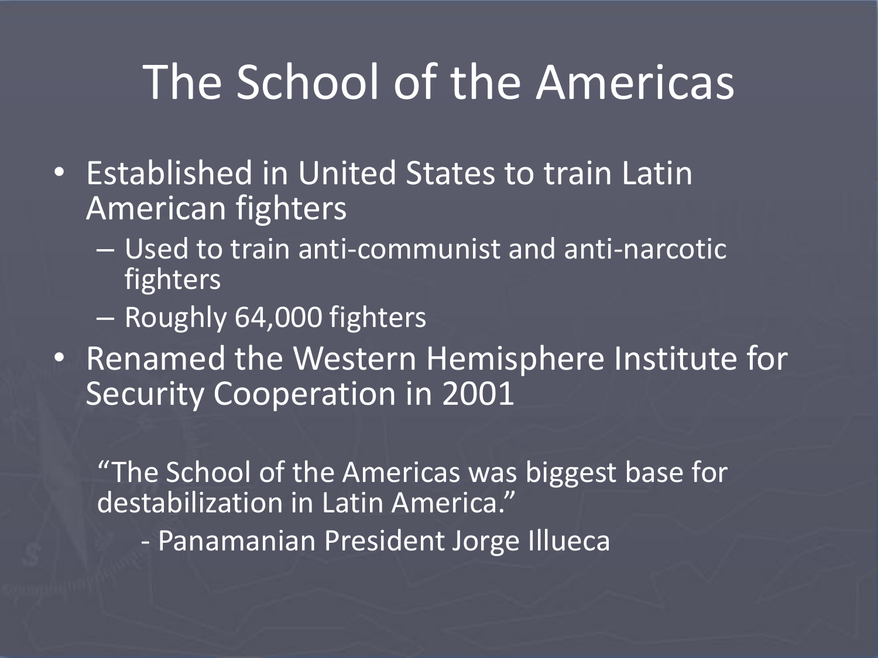# The School of the Americas

- Established in United States to train Latin American fighters
  - Used to train anti-communist and anti-narcotic fighters
  - Roughly 64,000 fighters
- Renamed the Western Hemisphere Institute for Security Cooperation in 2001

"The School of the Americas was biggest base for destabilization in Latin America."

- Panamanian President Jorge Illueca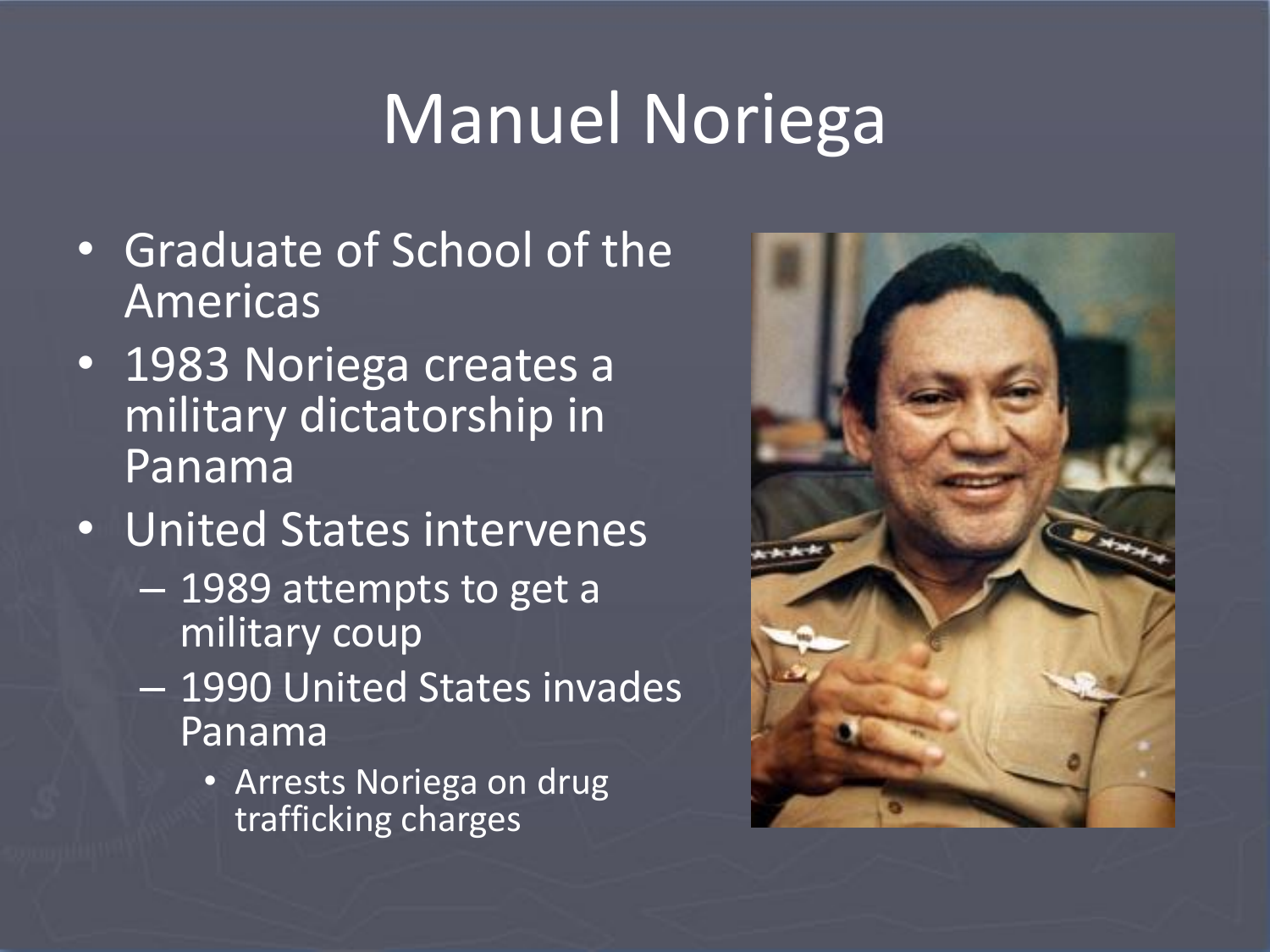# Manuel Noriega

- Graduate of School of the Americas
- 1983 Noriega creates a military dictatorship in Panama
- United States intervenes
  - 1989 attempts to get a military coup
  - 1990 United States invades Panama
    - Arrests Noriega on drug trafficking charges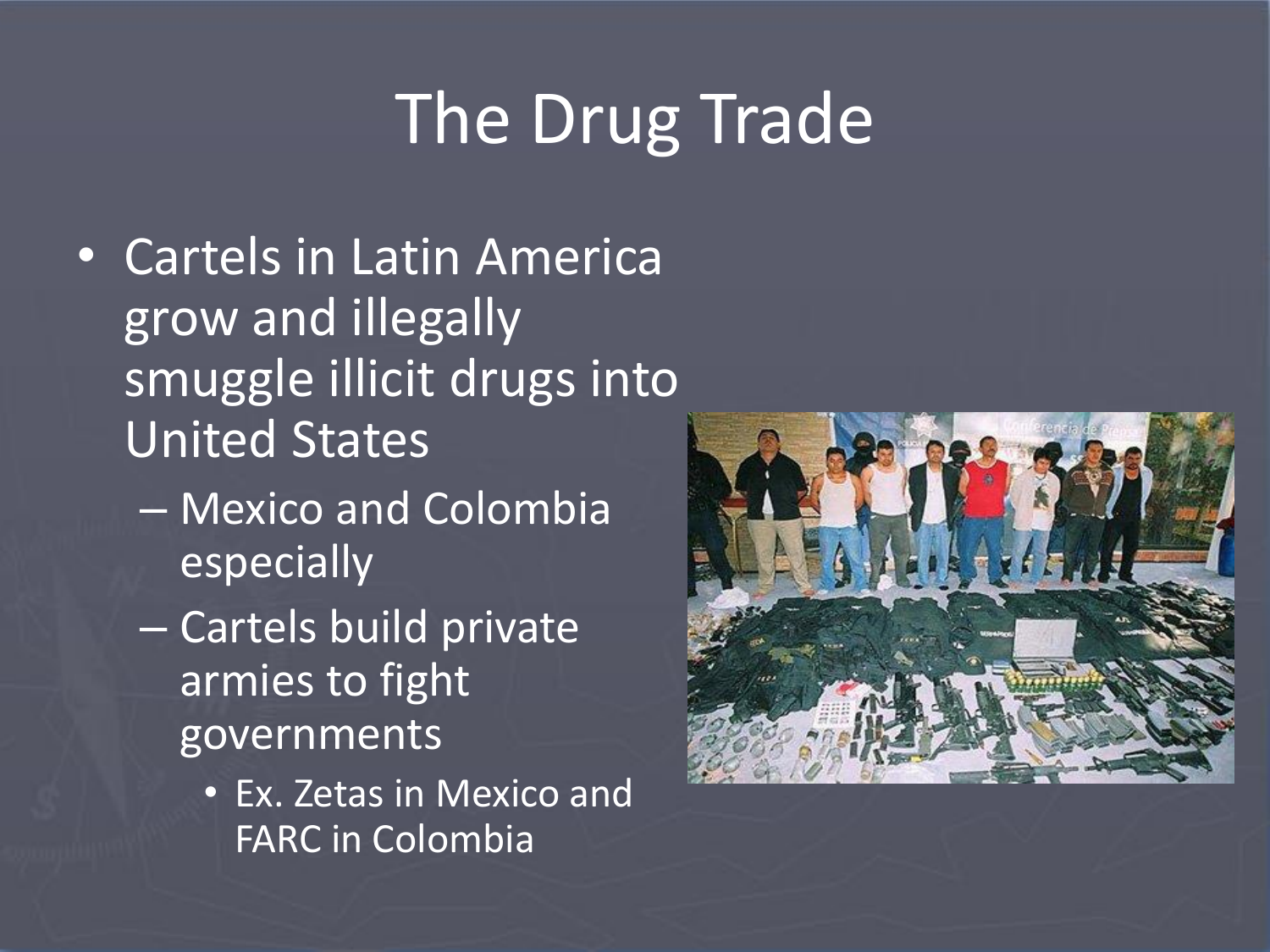# The Drug Trade

- Cartels in Latin America grow and illegally smuggle illicit drugs into United States
  - Mexico and Colombia especially
  - Cartels build private armies to fight governments
    - Ex. Zetas in Mexico and FARC in Colombia